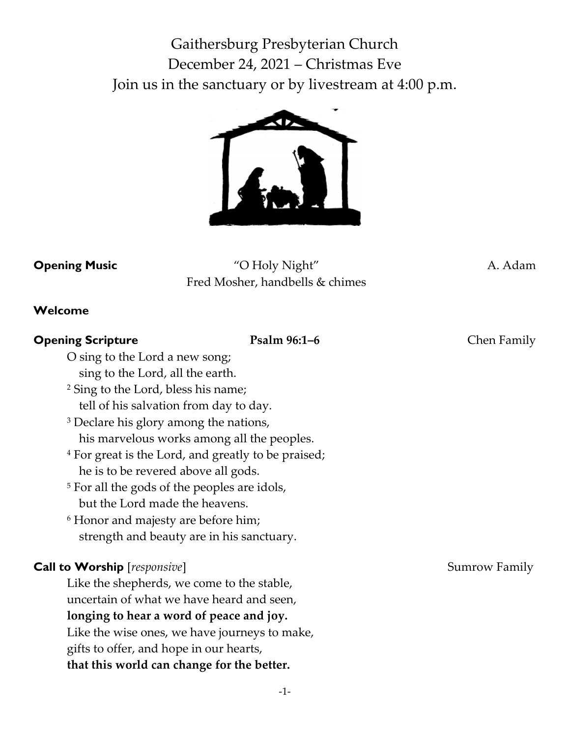# Gaithersburg Presbyterian Church
# December 24, 2021 – Christmas Eve
# Join us in the sanctuary or by livestream at 4:00 p.m.

**Opening Music** "O Holy Night" A. Adam
Fred Mosher, handbells & chimes

**Welcome**

**Opening Scripture** **Psalm 96:1–6** Chen Family

O sing to the Lord a new song;
sing to the Lord, all the earth.
[2] Sing to the Lord, bless his name;
tell of his salvation from day to day.
[3] Declare his glory among the nations,
his marvelous works among all the peoples.
[4] For great is the Lord, and greatly to be praised;
he is to be revered above all gods.
[5] For all the gods of the peoples are idols,
but the Lord made the heavens.
[6] Honor and majesty are before him;
strength and beauty are in his sanctuary.

**Call to Worship** [*responsive*] Sumrow Family

Like the shepherds, we come to the stable,
uncertain of what we have heard and seen,
**longing to hear a word of peace and joy.**
Like the wise ones, we have journeys to make,
gifts to offer, and hope in our hearts,
**that this world can change for the better.**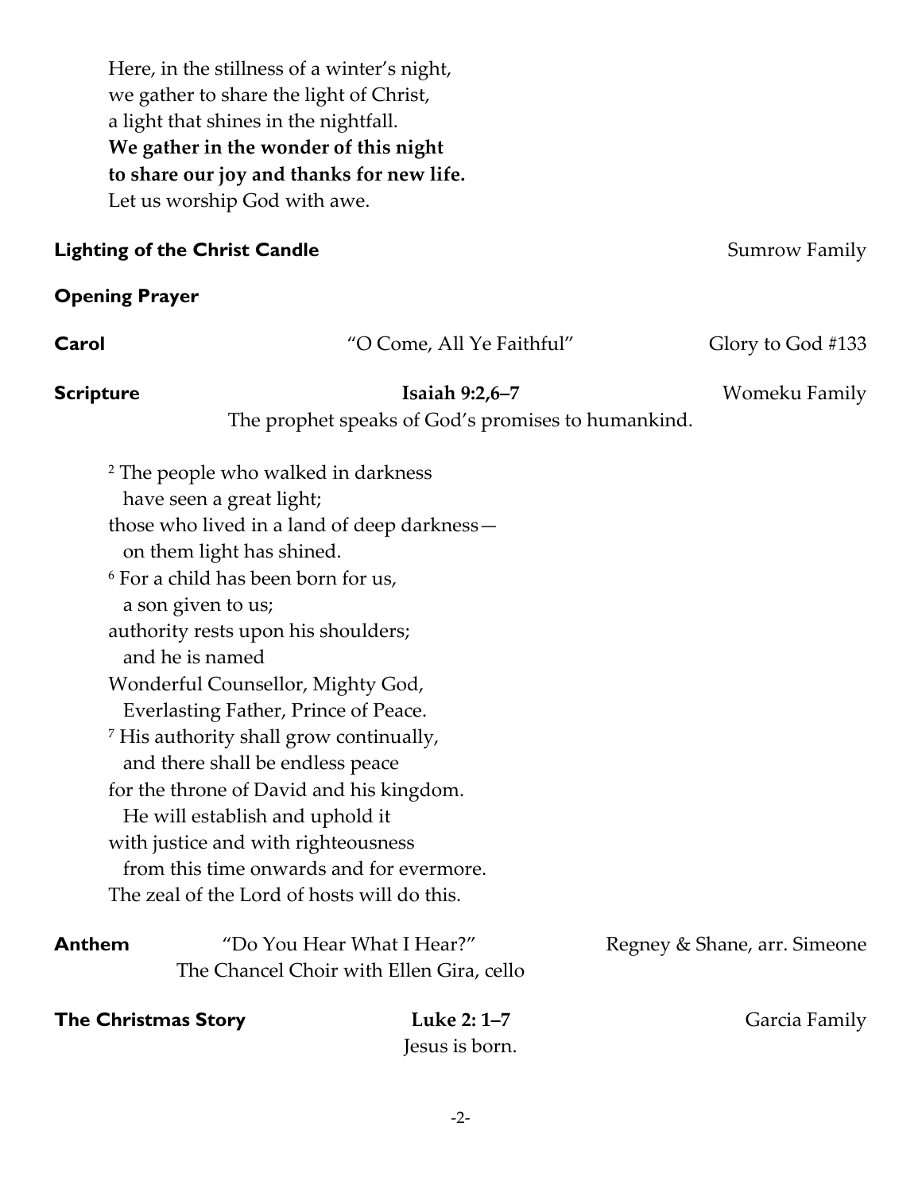Here, in the stillness of a winter's night,
we gather to share the light of Christ,
a light that shines in the nightfall.
**We gather in the wonder of this night**
**to share our joy and thanks for new life.**
Let us worship God with awe.

**Lighting of the Christ Candle** — Sumrow Family

**Opening Prayer**

**Carol** — "O Come, All Ye Faithful" — Glory to God #133

**Scripture** — **Isaiah 9:2,6–7** — Womeku Family

The prophet speaks of God's promises to humankind.

[2] The people who walked in darkness
  have seen a great light;
those who lived in a land of deep darkness—
  on them light has shined.
[6] For a child has been born for us,
  a son given to us;
authority rests upon his shoulders;
  and he is named
Wonderful Counsellor, Mighty God,
  Everlasting Father, Prince of Peace.
[7] His authority shall grow continually,
  and there shall be endless peace
for the throne of David and his kingdom.
  He will establish and uphold it
with justice and with righteousness
  from this time onwards and for evermore.
The zeal of the Lord of hosts will do this.

**Anthem** — "Do You Hear What I Hear?" — Regney & Shane, arr. Simeone

The Chancel Choir with Ellen Gira, cello

**The Christmas Story** — **Luke 2: 1–7** — Garcia Family

Jesus is born.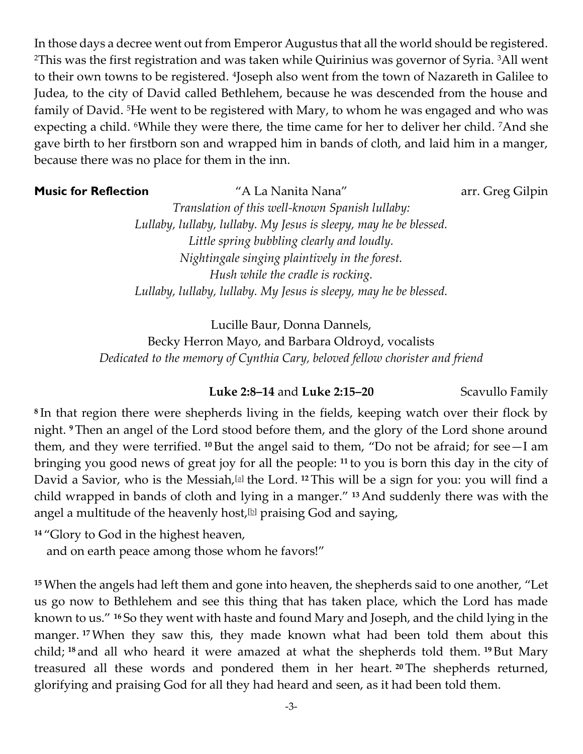In those days a decree went out from Emperor Augustus that all the world should be registered. [2]This was the first registration and was taken while Quirinius was governor of Syria. [3]All went to their own towns to be registered. [4]Joseph also went from the town of Nazareth in Galilee to Judea, to the city of David called Bethlehem, because he was descended from the house and family of David. [5]He went to be registered with Mary, to whom he was engaged and who was expecting a child. [6]While they were there, the time came for her to deliver her child. [7]And she gave birth to her firstborn son and wrapped him in bands of cloth, and laid him in a manger, because there was no place for them in the inn.

**Music for Reflection** "A La Nanita Nana" arr. Greg Gilpin

*Translation of this well-known Spanish lullaby:*
*Lullaby, lullaby, lullaby. My Jesus is sleepy, may he be blessed.*
*Little spring bubbling clearly and loudly.*
*Nightingale singing plaintively in the forest.*
*Hush while the cradle is rocking.*
*Lullaby, lullaby, lullaby. My Jesus is sleepy, may he be blessed.*

Lucille Baur, Donna Dannels,
Becky Herron Mayo, and Barbara Oldroyd, vocalists
*Dedicated to the memory of Cynthia Cary, beloved fellow chorister and friend*

**Luke 2:8–14** and **Luke 2:15–20** Scavullo Family

**8** In that region there were shepherds living in the fields, keeping watch over their flock by night. **9** Then an angel of the Lord stood before them, and the glory of the Lord shone around them, and they were terrified. **10** But the angel said to them, "Do not be afraid; for see—I am bringing you good news of great joy for all the people: **11** to you is born this day in the city of David a Savior, who is the Messiah,[a] the Lord. **12** This will be a sign for you: you will find a child wrapped in bands of cloth and lying in a manger." **13** And suddenly there was with the angel a multitude of the heavenly host,[b] praising God and saying,

**14** "Glory to God in the highest heaven,
and on earth peace among those whom he favors!"

**15** When the angels had left them and gone into heaven, the shepherds said to one another, "Let us go now to Bethlehem and see this thing that has taken place, which the Lord has made known to us." **16** So they went with haste and found Mary and Joseph, and the child lying in the manger. **17** When they saw this, they made known what had been told them about this child; **18** and all who heard it were amazed at what the shepherds told them. **19** But Mary treasured all these words and pondered them in her heart. **20** The shepherds returned, glorifying and praising God for all they had heard and seen, as it had been told them.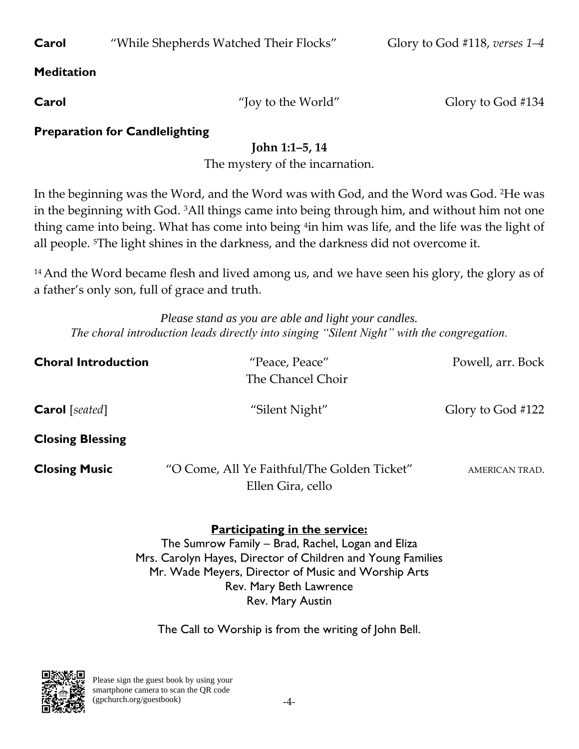**Carol** "While Shepherds Watched Their Flocks" Glory to God #118, *verses 1–4*

**Meditation**

**Carol** "Joy to the World" Glory to God #134

**Preparation for Candlelighting**

**John 1:1–5, 14**

The mystery of the incarnation.

In the beginning was the Word, and the Word was with God, and the Word was God. [2]He was in the beginning with God. [3]All things came into being through him, and without him not one thing came into being. What has come into being [4]in him was life, and the life was the light of all people. [5]The light shines in the darkness, and the darkness did not overcome it.

[14] And the Word became flesh and lived among us, and we have seen his glory, the glory as of a father's only son, full of grace and truth.

*Please stand as you are able and light your candles.*
*The choral introduction leads directly into singing "Silent Night" with the congregation.*

**Choral Introduction** "Peace, Peace" Powell, arr. Bock
The Chancel Choir

**Carol** [*seated*] "Silent Night" Glory to God #122

**Closing Blessing**

**Closing Music** "O Come, All Ye Faithful/The Golden Ticket" AMERICAN TRAD.
Ellen Gira, cello

**Participating in the service:**

The Sumrow Family – Brad, Rachel, Logan and Eliza
Mrs. Carolyn Hayes, Director of Children and Young Families
Mr. Wade Meyers, Director of Music and Worship Arts
Rev. Mary Beth Lawrence
Rev. Mary Austin

The Call to Worship is from the writing of John Bell.

Please sign the guest book by using your smartphone camera to scan the QR code (gpchurch.org/guestbook)